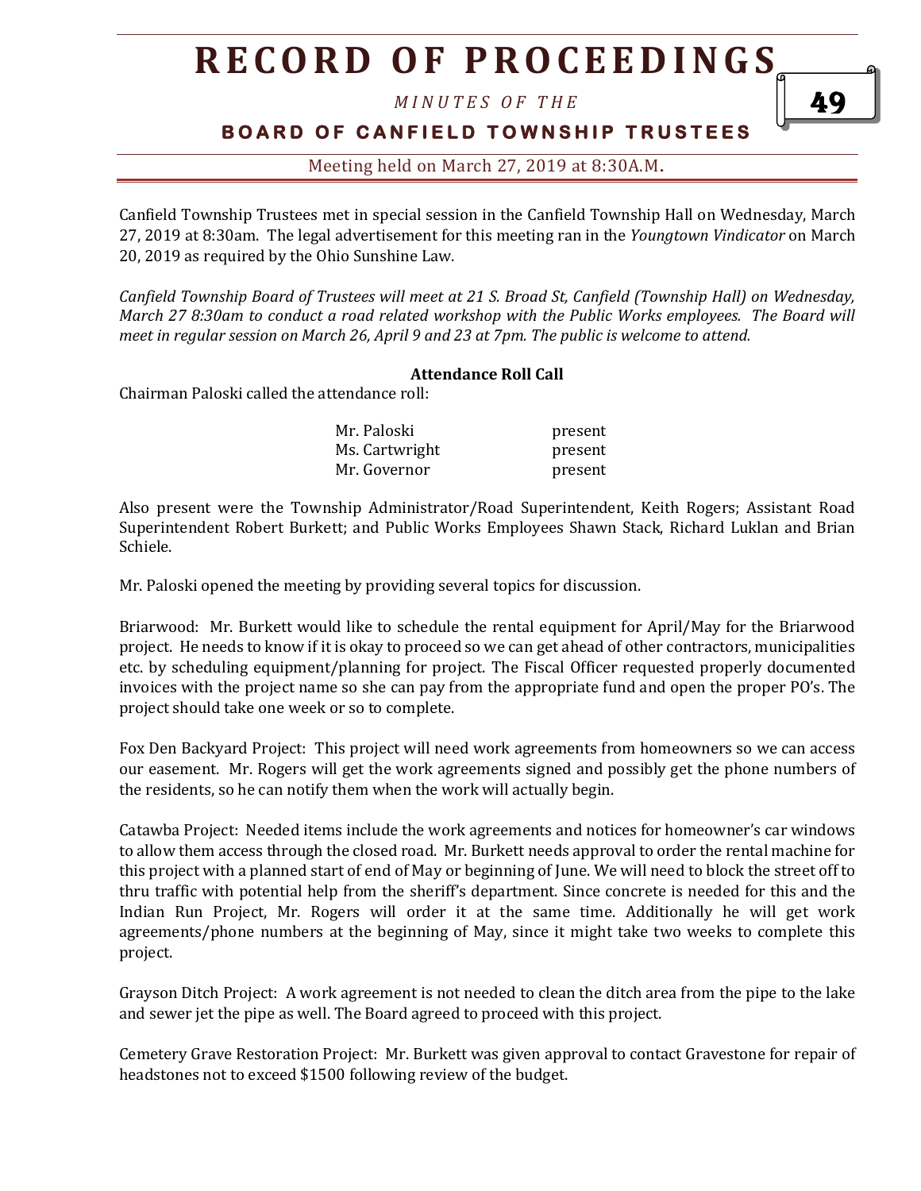# RECORD OF PROCEEDINGS

*MINUTES OF THE*

**BOARD OF CANFIELD TOWNSHIP TRUSTEES**

Meeting held on March 27, 2019 at 8:30A.M.

Canfield Township Trustees met in special session in the Canfield Township Hall on Wednesday, March 27, 2019 at 8:30am. The legal advertisement for this meeting ran in the *Youngtown Vindicator* on March 20, 2019 as required by the Ohio Sunshine Law.

*Canfield Township Board of Trustees will meet at 21 S. Broad St, Canfield (Township Hall) on Wednesday, March 27 8:30am to conduct a road related workshop with the Public Works employees. The Board will meet in regular session on March 26, April 9 and 23 at 7pm. The public is welcome to attend.*

**Attendance Roll Call**

Chairman Paloski called the attendance roll:

| | |
|---|---|
| Mr. Paloski | present |
| Ms. Cartwright | present |
| Mr. Governor | present |

Also present were the Township Administrator/Road Superintendent, Keith Rogers; Assistant Road Superintendent Robert Burkett; and Public Works Employees Shawn Stack, Richard Luklan and Brian Schiele.

Mr. Paloski opened the meeting by providing several topics for discussion.

Briarwood: Mr. Burkett would like to schedule the rental equipment for April/May for the Briarwood project. He needs to know if it is okay to proceed so we can get ahead of other contractors, municipalities etc. by scheduling equipment/planning for project. The Fiscal Officer requested properly documented invoices with the project name so she can pay from the appropriate fund and open the proper PO's. The project should take one week or so to complete.

Fox Den Backyard Project: This project will need work agreements from homeowners so we can access our easement. Mr. Rogers will get the work agreements signed and possibly get the phone numbers of the residents, so he can notify them when the work will actually begin.

Catawba Project: Needed items include the work agreements and notices for homeowner's car windows to allow them access through the closed road. Mr. Burkett needs approval to order the rental machine for this project with a planned start of end of May or beginning of June. We will need to block the street off to thru traffic with potential help from the sheriff's department. Since concrete is needed for this and the Indian Run Project, Mr. Rogers will order it at the same time. Additionally he will get work agreements/phone numbers at the beginning of May, since it might take two weeks to complete this project.

Grayson Ditch Project: A work agreement is not needed to clean the ditch area from the pipe to the lake and sewer jet the pipe as well. The Board agreed to proceed with this project.

Cemetery Grave Restoration Project: Mr. Burkett was given approval to contact Gravestone for repair of headstones not to exceed $1500 following review of the budget.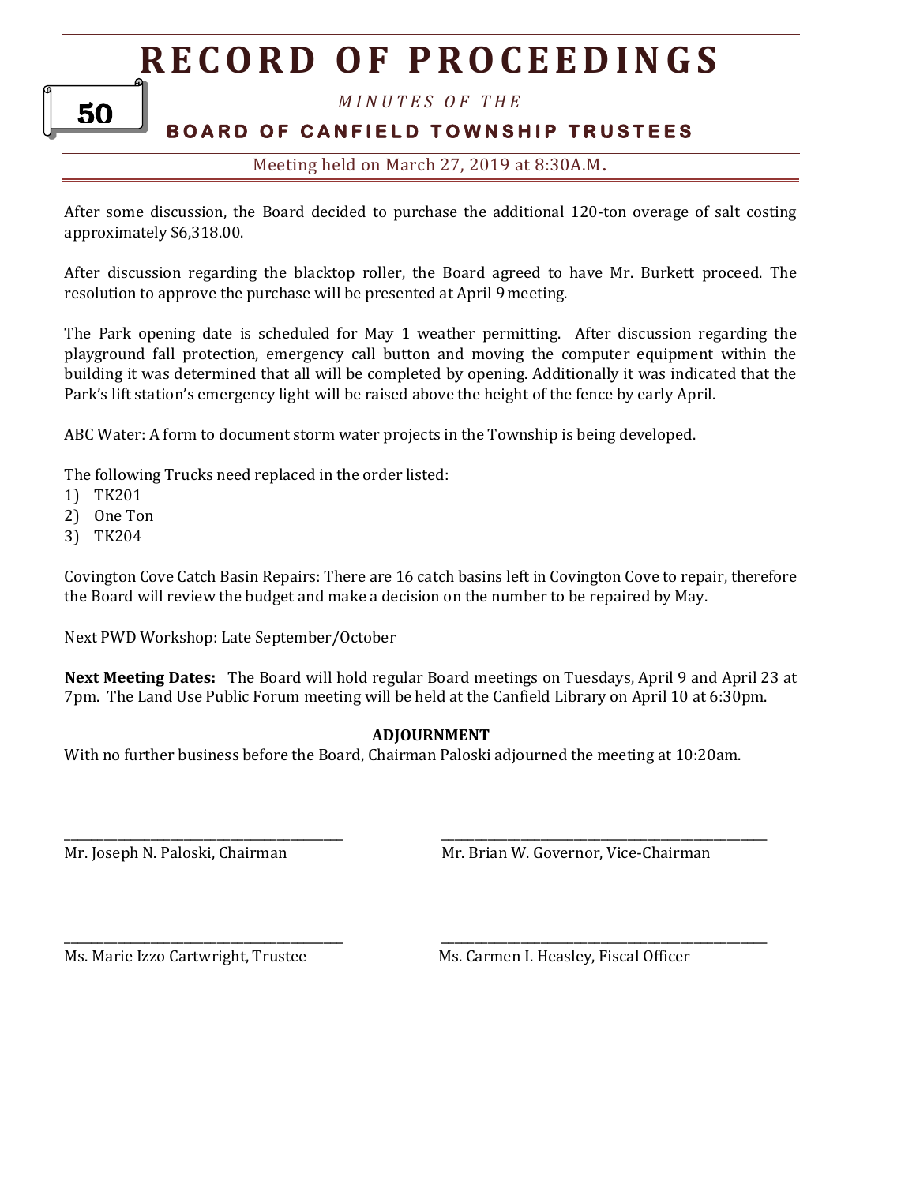After some discussion, the Board decided to purchase the additional 120-ton overage of salt costing approximately $6,318.00.

After discussion regarding the blacktop roller, the Board agreed to have Mr. Burkett proceed. The resolution to approve the purchase will be presented at April 9 meeting.

The Park opening date is scheduled for May 1 weather permitting. After discussion regarding the playground fall protection, emergency call button and moving the computer equipment within the building it was determined that all will be completed by opening. Additionally it was indicated that the Park's lift station's emergency light will be raised above the height of the fence by early April.

ABC Water: A form to document storm water projects in the Township is being developed.

The following Trucks need replaced in the order listed:

1) TK201
2) One Ton
3) TK204

Covington Cove Catch Basin Repairs: There are 16 catch basins left in Covington Cove to repair, therefore the Board will review the budget and make a decision on the number to be repaired by May.

Next PWD Workshop: Late September/October

**Next Meeting Dates:** The Board will hold regular Board meetings on Tuesdays, April 9 and April 23 at 7pm. The Land Use Public Forum meeting will be held at the Canfield Library on April 10 at 6:30pm.

**ADJOURNMENT**

With no further business before the Board, Chairman Paloski adjourned the meeting at 10:20am.

\_\_\_\_\_\_\_\_\_\_\_\_\_\_\_\_\_\_\_\_\_\_\_\_\_\_\_\_\_\_\_\_\_\_\_\_\_\_\_\_
Mr. Joseph N. Paloski, Chairman

\_\_\_\_\_\_\_\_\_\_\_\_\_\_\_\_\_\_\_\_\_\_\_\_\_\_\_\_\_\_\_\_\_\_\_\_\_\_\_\_
Mr. Brian W. Governor, Vice-Chairman

\_\_\_\_\_\_\_\_\_\_\_\_\_\_\_\_\_\_\_\_\_\_\_\_\_\_\_\_\_\_\_\_\_\_\_\_\_\_\_\_
Ms. Marie Izzo Cartwright, Trustee

\_\_\_\_\_\_\_\_\_\_\_\_\_\_\_\_\_\_\_\_\_\_\_\_\_\_\_\_\_\_\_\_\_\_\_\_\_\_\_\_
Ms. Carmen I. Heasley, Fiscal Officer